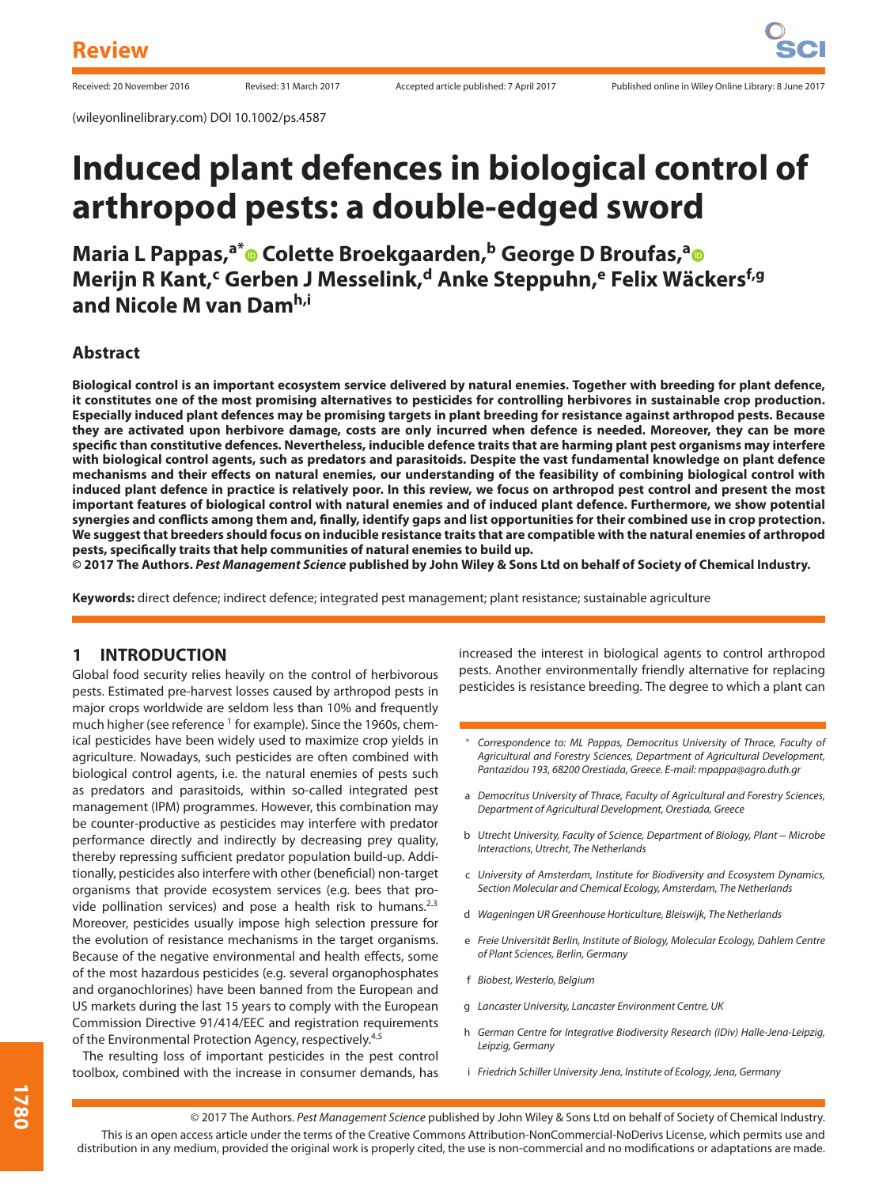Review

Received: 20 November 2016 Revised: 31 March 2017 Accepted article published: 7 April 2017 Published online in Wiley Online Library: 8 June 2017

(wileyonlinelibrary.com) DOI 10.1002/ps.4587

# Induced plant defences in biological control of arthropod pests: a double-edged sword

**Maria L Pappas,[a*] Colette Broekgaarden,[b] George D Broufas,[a] Merijn R Kant,[c] Gerben J Messelink,[d] Anke Steppuhn,[e] Felix Wäckers[f,g] and Nicole M van Dam[h,i]**

## Abstract

**Biological control is an important ecosystem service delivered by natural enemies. Together with breeding for plant defence, it constitutes one of the most promising alternatives to pesticides for controlling herbivores in sustainable crop production. Especially induced plant defences may be promising targets in plant breeding for resistance against arthropod pests. Because they are activated upon herbivore damage, costs are only incurred when defence is needed. Moreover, they can be more specific than constitutive defences. Nevertheless, inducible defence traits that are harming plant pest organisms may interfere with biological control agents, such as predators and parasitoids. Despite the vast fundamental knowledge on plant defence mechanisms and their effects on natural enemies, our understanding of the feasibility of combining biological control with induced plant defence in practice is relatively poor. In this review, we focus on arthropod pest control and present the most important features of biological control with natural enemies and of induced plant defence. Furthermore, we show potential synergies and conflicts among them and, finally, identify gaps and list opportunities for their combined use in crop protection. We suggest that breeders should focus on inducible resistance traits that are compatible with the natural enemies of arthropod pests, specifically traits that help communities of natural enemies to build up.**

**© 2017 The Authors. *Pest Management Science* published by John Wiley & Sons Ltd on behalf of Society of Chemical Industry.**

**Keywords:** direct defence; indirect defence; integrated pest management; plant resistance; sustainable agriculture

## 1 INTRODUCTION

Global food security relies heavily on the control of herbivorous pests. Estimated pre-harvest losses caused by arthropod pests in major crops worldwide are seldom less than 10% and frequently much higher (see reference [1] for example). Since the 1960s, chemical pesticides have been widely used to maximize crop yields in agriculture. Nowadays, such pesticides are often combined with biological control agents, i.e. the natural enemies of pests such as predators and parasitoids, within so-called integrated pest management (IPM) programmes. However, this combination may be counter-productive as pesticides may interfere with predator performance directly and indirectly by decreasing prey quality, thereby repressing sufficient predator population build-up. Additionally, pesticides also interfere with other (beneficial) non-target organisms that provide ecosystem services (e.g. bees that provide pollination services) and pose a health risk to humans.[2,3] Moreover, pesticides usually impose high selection pressure for the evolution of resistance mechanisms in the target organisms. Because of the negative environmental and health effects, some of the most hazardous pesticides (e.g. several organophosphates and organochlorines) have been banned from the European and US markets during the last 15 years to comply with the European Commission Directive 91/414/EEC and registration requirements of the Environmental Protection Agency, respectively.[4,5]

The resulting loss of important pesticides in the pest control toolbox, combined with the increase in consumer demands, has increased the interest in biological agents to control arthropod pests. Another environmentally friendly alternative for replacing pesticides is resistance breeding. The degree to which a plant can

\* Correspondence to: ML Pappas, Democritus University of Thrace, Faculty of Agricultural and Forestry Sciences, Department of Agricultural Development, Pantazidou 193, 68200 Orestiada, Greece. E-mail: mpappa@agro.duth.gr

a Democritus University of Thrace, Faculty of Agricultural and Forestry Sciences, Department of Agricultural Development, Orestiada, Greece

b Utrecht University, Faculty of Science, Department of Biology, Plant – Microbe Interactions, Utrecht, The Netherlands

c University of Amsterdam, Institute for Biodiversity and Ecosystem Dynamics, Section Molecular and Chemical Ecology, Amsterdam, The Netherlands

d Wageningen UR Greenhouse Horticulture, Bleiswijk, The Netherlands

e Freie Universität Berlin, Institute of Biology, Molecular Ecology, Dahlem Centre of Plant Sciences, Berlin, Germany

f Biobest, Westerlo, Belgium

g Lancaster University, Lancaster Environment Centre, UK

h German Centre for Integrative Biodiversity Research (iDiv) Halle-Jena-Leipzig, Leipzig, Germany

i Friedrich Schiller University Jena, Institute of Ecology, Jena, Germany

© 2017 The Authors. *Pest Management Science* published by John Wiley & Sons Ltd on behalf of Society of Chemical Industry.
This is an open access article under the terms of the Creative Commons Attribution-NonCommercial-NoDerivs License, which permits use and distribution in any medium, provided the original work is properly cited, the use is non-commercial and no modifications or adaptations are made.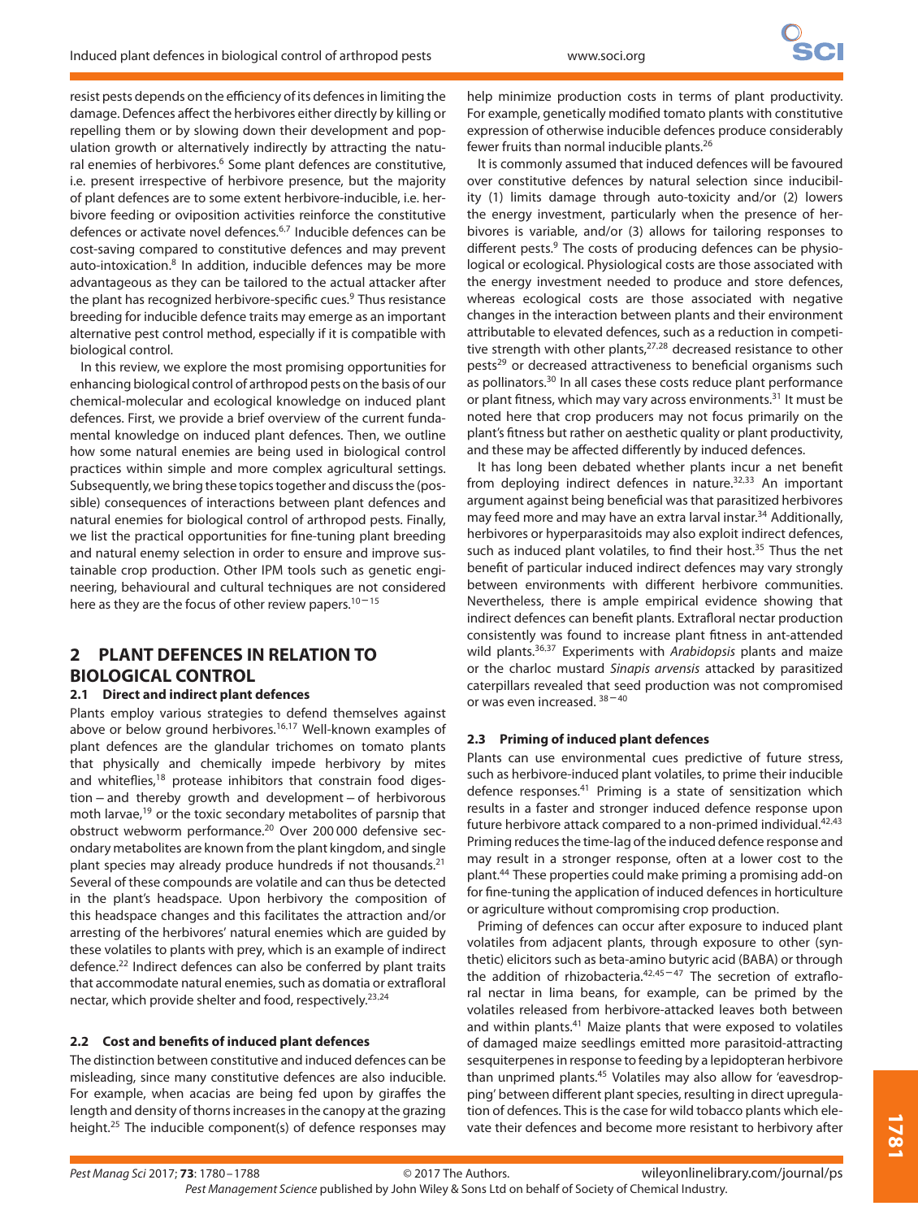resist pests depends on the efficiency of its defences in limiting the damage. Defences affect the herbivores either directly by killing or repelling them or by slowing down their development and population growth or alternatively indirectly by attracting the natural enemies of herbivores.[6] Some plant defences are constitutive, i.e. present irrespective of herbivore presence, but the majority of plant defences are to some extent herbivore-inducible, i.e. herbivore feeding or oviposition activities reinforce the constitutive defences or activate novel defences.[6,7] Inducible defences can be cost-saving compared to constitutive defences and may prevent auto-intoxication.[8] In addition, inducible defences may be more advantageous as they can be tailored to the actual attacker after the plant has recognized herbivore-specific cues.[9] Thus resistance breeding for inducible defence traits may emerge as an important alternative pest control method, especially if it is compatible with biological control.

In this review, we explore the most promising opportunities for enhancing biological control of arthropod pests on the basis of our chemical-molecular and ecological knowledge on induced plant defences. First, we provide a brief overview of the current fundamental knowledge on induced plant defences. Then, we outline how some natural enemies are being used in biological control practices within simple and more complex agricultural settings. Subsequently, we bring these topics together and discuss the (possible) consequences of interactions between plant defences and natural enemies for biological control of arthropod pests. Finally, we list the practical opportunities for fine-tuning plant breeding and natural enemy selection in order to ensure and improve sustainable crop production. Other IPM tools such as genetic engineering, behavioural and cultural techniques are not considered here as they are the focus of other review papers.[10–15]

## 2 PLANT DEFENCES IN RELATION TO BIOLOGICAL CONTROL

### 2.1 Direct and indirect plant defences

Plants employ various strategies to defend themselves against above or below ground herbivores.[16,17] Well-known examples of plant defences are the glandular trichomes on tomato plants that physically and chemically impede herbivory by mites and whiteflies,[18] protease inhibitors that constrain food digestion – and thereby growth and development – of herbivorous moth larvae,[19] or the toxic secondary metabolites of parsnip that obstruct webworm performance.[20] Over 200 000 defensive secondary metabolites are known from the plant kingdom, and single plant species may already produce hundreds if not thousands.[21] Several of these compounds are volatile and can thus be detected in the plant's headspace. Upon herbivory the composition of this headspace changes and this facilitates the attraction and/or arresting of the herbivores' natural enemies which are guided by these volatiles to plants with prey, which is an example of indirect defence.[22] Indirect defences can also be conferred by plant traits that accommodate natural enemies, such as domatia or extrafloral nectar, which provide shelter and food, respectively.[23,24]

### 2.2 Cost and benefits of induced plant defences

The distinction between constitutive and induced defences can be misleading, since many constitutive defences are also inducible. For example, when acacias are being fed upon by giraffes the length and density of thorns increases in the canopy at the grazing height.[25] The inducible component(s) of defence responses may help minimize production costs in terms of plant productivity. For example, genetically modified tomato plants with constitutive expression of otherwise inducible defences produce considerably fewer fruits than normal inducible plants.[26]

It is commonly assumed that induced defences will be favoured over constitutive defences by natural selection since inducibility (1) limits damage through auto-toxicity and/or (2) lowers the energy investment, particularly when the presence of herbivores is variable, and/or (3) allows for tailoring responses to different pests.[9] The costs of producing defences can be physiological or ecological. Physiological costs are those associated with the energy investment needed to produce and store defences, whereas ecological costs are those associated with negative changes in the interaction between plants and their environment attributable to elevated defences, such as a reduction in competitive strength with other plants,[27,28] decreased resistance to other pests[29] or decreased attractiveness to beneficial organisms such as pollinators.[30] In all cases these costs reduce plant performance or plant fitness, which may vary across environments.[31] It must be noted here that crop producers may not focus primarily on the plant's fitness but rather on aesthetic quality or plant productivity, and these may be affected differently by induced defences.

It has long been debated whether plants incur a net benefit from deploying indirect defences in nature.[32,33] An important argument against being beneficial was that parasitized herbivores may feed more and may have an extra larval instar.[34] Additionally, herbivores or hyperparasitoids may also exploit indirect defences, such as induced plant volatiles, to find their host.[35] Thus the net benefit of particular induced indirect defences may vary strongly between environments with different herbivore communities. Nevertheless, there is ample empirical evidence showing that indirect defences can benefit plants. Extrafloral nectar production consistently was found to increase plant fitness in ant-attended wild plants.[36,37] Experiments with *Arabidopsis* plants and maize or the charloc mustard *Sinapis arvensis* attacked by parasitized caterpillars revealed that seed production was not compromised or was even increased.[38–40]

### 2.3 Priming of induced plant defences

Plants can use environmental cues predictive of future stress, such as herbivore-induced plant volatiles, to prime their inducible defence responses.[41] Priming is a state of sensitization which results in a faster and stronger induced defence response upon future herbivore attack compared to a non-primed individual.[42,43] Priming reduces the time-lag of the induced defence response and may result in a stronger response, often at a lower cost to the plant.[44] These properties could make priming a promising add-on for fine-tuning the application of induced defences in horticulture or agriculture without compromising crop production.

Priming of defences can occur after exposure to induced plant volatiles from adjacent plants, through exposure to other (synthetic) elicitors such as beta-amino butyric acid (BABA) or through the addition of rhizobacteria.[42,45–47] The secretion of extrafloral nectar in lima beans, for example, can be primed by the volatiles released from herbivore-attacked leaves both between and within plants.[41] Maize plants that were exposed to volatiles of damaged maize seedlings emitted more parasitoid-attracting sesquiterpenes in response to feeding by a lepidopteran herbivore than unprimed plants.[45] Volatiles may also allow for 'eavesdropping' between different plant species, resulting in direct upregulation of defences. This is the case for wild tobacco plants which elevate their defences and become more resistant to herbivory after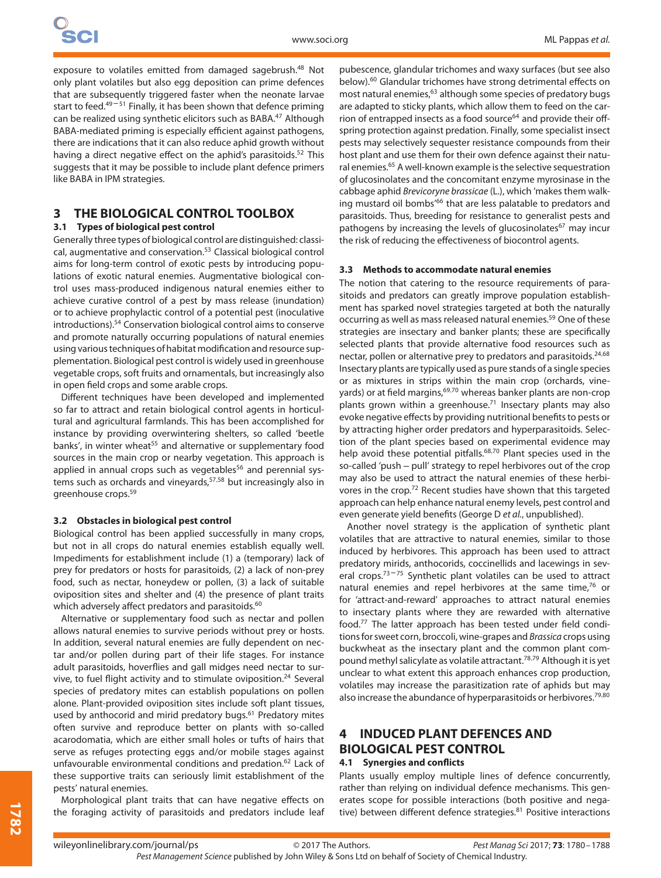exposure to volatiles emitted from damaged sagebrush.[48] Not only plant volatiles but also egg deposition can prime defences that are subsequently triggered faster when the neonate larvae start to feed.[49–51] Finally, it has been shown that defence priming can be realized using synthetic elicitors such as BABA.[47] Although BABA-mediated priming is especially efficient against pathogens, there are indications that it can also reduce aphid growth without having a direct negative effect on the aphid's parasitoids.[52] This suggests that it may be possible to include plant defence primers like BABA in IPM strategies.

## 3 THE BIOLOGICAL CONTROL TOOLBOX

### 3.1 Types of biological pest control

Generally three types of biological control are distinguished: classical, augmentative and conservation.[53] Classical biological control aims for long-term control of exotic pests by introducing populations of exotic natural enemies. Augmentative biological control uses mass-produced indigenous natural enemies either to achieve curative control of a pest by mass release (inundation) or to achieve prophylactic control of a potential pest (inoculative introductions).[54] Conservation biological control aims to conserve and promote naturally occurring populations of natural enemies using various techniques of habitat modification and resource supplementation. Biological pest control is widely used in greenhouse vegetable crops, soft fruits and ornamentals, but increasingly also in open field crops and some arable crops.

Different techniques have been developed and implemented so far to attract and retain biological control agents in horticultural and agricultural farmlands. This has been accomplished for instance by providing overwintering shelters, so called 'beetle banks', in winter wheat[55] and alternative or supplementary food sources in the main crop or nearby vegetation. This approach is applied in annual crops such as vegetables[56] and perennial systems such as orchards and vineyards,[57,58] but increasingly also in greenhouse crops.[59]

### 3.2 Obstacles in biological pest control

Biological control has been applied successfully in many crops, but not in all crops do natural enemies establish equally well. Impediments for establishment include (1) a (temporary) lack of prey for predators or hosts for parasitoids, (2) a lack of non-prey food, such as nectar, honeydew or pollen, (3) a lack of suitable oviposition sites and shelter and (4) the presence of plant traits which adversely affect predators and parasitoids.[60]

Alternative or supplementary food such as nectar and pollen allows natural enemies to survive periods without prey or hosts. In addition, several natural enemies are fully dependent on nectar and/or pollen during part of their life stages. For instance adult parasitoids, hoverflies and gall midges need nectar to survive, to fuel flight activity and to stimulate oviposition.[24] Several species of predatory mites can establish populations on pollen alone. Plant-provided oviposition sites include soft plant tissues, used by anthocorid and mirid predatory bugs.[61] Predatory mites often survive and reproduce better on plants with so-called acarodomatia, which are either small holes or tufts of hairs that serve as refuges protecting eggs and/or mobile stages against unfavourable environmental conditions and predation.[62] Lack of these supportive traits can seriously limit establishment of the pests' natural enemies.

Morphological plant traits that can have negative effects on the foraging activity of parasitoids and predators include leaf pubescence, glandular trichomes and waxy surfaces (but see also below).[60] Glandular trichomes have strong detrimental effects on most natural enemies,[63] although some species of predatory bugs are adapted to sticky plants, which allow them to feed on the carrion of entrapped insects as a food source[64] and provide their offspring protection against predation. Finally, some specialist insect pests may selectively sequester resistance compounds from their host plant and use them for their own defence against their natural enemies.[65] A well-known example is the selective sequestration of glucosinolates and the concomitant enzyme myrosinase in the cabbage aphid *Brevicoryne brassicae* (L.), which 'makes them walking mustard oil bombs'[66] that are less palatable to predators and parasitoids. Thus, breeding for resistance to generalist pests and pathogens by increasing the levels of glucosinolates[67] may incur the risk of reducing the effectiveness of biocontrol agents.

### 3.3 Methods to accommodate natural enemies

The notion that catering to the resource requirements of parasitoids and predators can greatly improve population establishment has sparked novel strategies targeted at both the naturally occurring as well as mass released natural enemies.[59] One of these strategies are insectary and banker plants; these are specifically selected plants that provide alternative food resources such as nectar, pollen or alternative prey to predators and parasitoids.[24,68] Insectary plants are typically used as pure stands of a single species or as mixtures in strips within the main crop (orchards, vineyards) or at field margins,[69,70] whereas banker plants are non-crop plants grown within a greenhouse.[71] Insectary plants may also evoke negative effects by providing nutritional benefits to pests or by attracting higher order predators and hyperparasitoids. Selection of the plant species based on experimental evidence may help avoid these potential pitfalls.[68,70] Plant species used in the so-called 'push – pull' strategy to repel herbivores out of the crop may also be used to attract the natural enemies of these herbivores in the crop.[72] Recent studies have shown that this targeted approach can help enhance natural enemy levels, pest control and even generate yield benefits (George D *et al.*, unpublished).

Another novel strategy is the application of synthetic plant volatiles that are attractive to natural enemies, similar to those induced by herbivores. This approach has been used to attract predatory mirids, anthocorids, coccinellids and lacewings in several crops.[73–75] Synthetic plant volatiles can be used to attract natural enemies and repel herbivores at the same time,[76] or for 'attract-and-reward' approaches to attract natural enemies to insectary plants where they are rewarded with alternative food.[77] The latter approach has been tested under field conditions for sweet corn, broccoli, wine-grapes and *Brassica* crops using buckwheat as the insectary plant and the common plant compound methyl salicylate as volatile attractant.[78,79] Although it is yet unclear to what extent this approach enhances crop production, volatiles may increase the parasitization rate of aphids but may also increase the abundance of hyperparasitoids or herbivores.[79,80]

## 4 INDUCED PLANT DEFENCES AND BIOLOGICAL PEST CONTROL

### 4.1 Synergies and conflicts

Plants usually employ multiple lines of defence concurrently, rather than relying on individual defence mechanisms. This generates scope for possible interactions (both positive and negative) between different defence strategies.[81] Positive interactions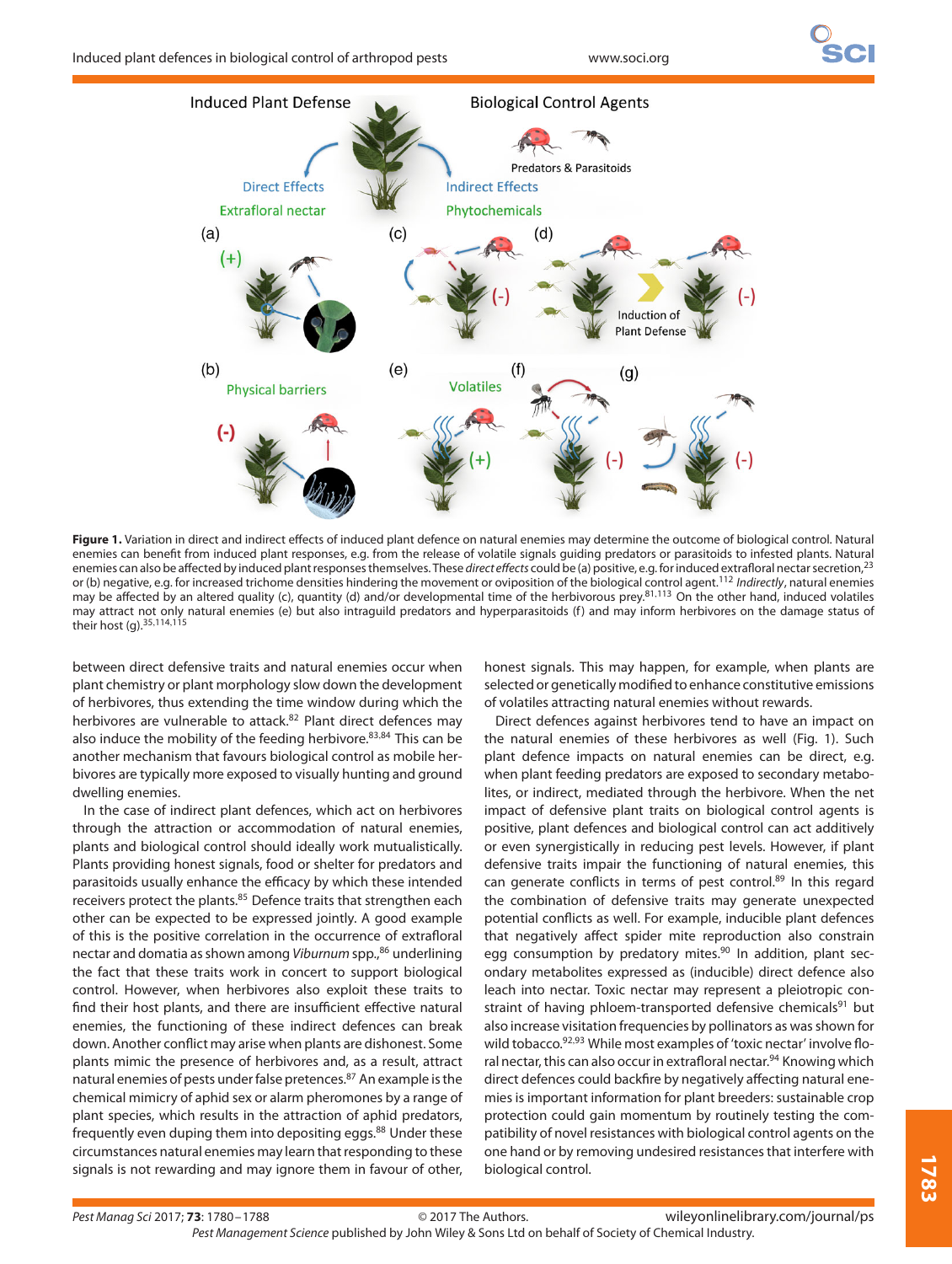**Figure 1.** Variation in direct and indirect effects of induced plant defence on natural enemies may determine the outcome of biological control. Natural enemies can benefit from induced plant responses, e.g. from the release of volatile signals guiding predators or parasitoids to infested plants. Natural enemies can also be affected by induced plant responses themselves. These *direct effects* could be (a) positive, e.g. for induced extrafloral nectar secretion,[23] or (b) negative, e.g. for increased trichome densities hindering the movement or oviposition of the biological control agent.[112] *Indirectly*, natural enemies may be affected by an altered quality (c), quantity (d) and/or developmental time of the herbivorous prey.[81,113] On the other hand, induced volatiles may attract not only natural enemies (e) but also intraguild predators and hyperparasitoids (f) and may inform herbivores on the damage status of their host (g).[35,114,115]

between direct defensive traits and natural enemies occur when plant chemistry or plant morphology slow down the development of herbivores, thus extending the time window during which the herbivores are vulnerable to attack.[82] Plant direct defences may also induce the mobility of the feeding herbivore.[83,84] This can be another mechanism that favours biological control as mobile herbivores are typically more exposed to visually hunting and ground dwelling enemies.

In the case of indirect plant defences, which act on herbivores through the attraction or accommodation of natural enemies, plants and biological control should ideally work mutualistically. Plants providing honest signals, food or shelter for predators and parasitoids usually enhance the efficacy by which these intended receivers protect the plants.[85] Defence traits that strengthen each other can be expected to be expressed jointly. A good example of this is the positive correlation in the occurrence of extrafloral nectar and domatia as shown among *Viburnum* spp.,[86] underlining the fact that these traits work in concert to support biological control. However, when herbivores also exploit these traits to find their host plants, and there are insufficient effective natural enemies, the functioning of these indirect defences can break down. Another conflict may arise when plants are dishonest. Some plants mimic the presence of herbivores and, as a result, attract natural enemies of pests under false pretences.[87] An example is the chemical mimicry of aphid sex or alarm pheromones by a range of plant species, which results in the attraction of aphid predators, frequently even duping them into depositing eggs.[88] Under these circumstances natural enemies may learn that responding to these signals is not rewarding and may ignore them in favour of other, honest signals. This may happen, for example, when plants are selected or genetically modified to enhance constitutive emissions of volatiles attracting natural enemies without rewards.

Direct defences against herbivores tend to have an impact on the natural enemies of these herbivores as well (Fig. 1). Such plant defence impacts on natural enemies can be direct, e.g. when plant feeding predators are exposed to secondary metabolites, or indirect, mediated through the herbivore. When the net impact of defensive plant traits on biological control agents is positive, plant defences and biological control can act additively or even synergistically in reducing pest levels. However, if plant defensive traits impair the functioning of natural enemies, this can generate conflicts in terms of pest control.[89] In this regard the combination of defensive traits may generate unexpected potential conflicts as well. For example, inducible plant defences that negatively affect spider mite reproduction also constrain egg consumption by predatory mites.[90] In addition, plant secondary metabolites expressed as (inducible) direct defence also leach into nectar. Toxic nectar may represent a pleiotropic constraint of having phloem-transported defensive chemicals[91] but also increase visitation frequencies by pollinators as was shown for wild tobacco.[92,93] While most examples of 'toxic nectar' involve floral nectar, this can also occur in extrafloral nectar.[94] Knowing which direct defences could backfire by negatively affecting natural enemies is important information for plant breeders: sustainable crop protection could gain momentum by routinely testing the compatibility of novel resistances with biological control agents on the one hand or by removing undesired resistances that interfere with biological control.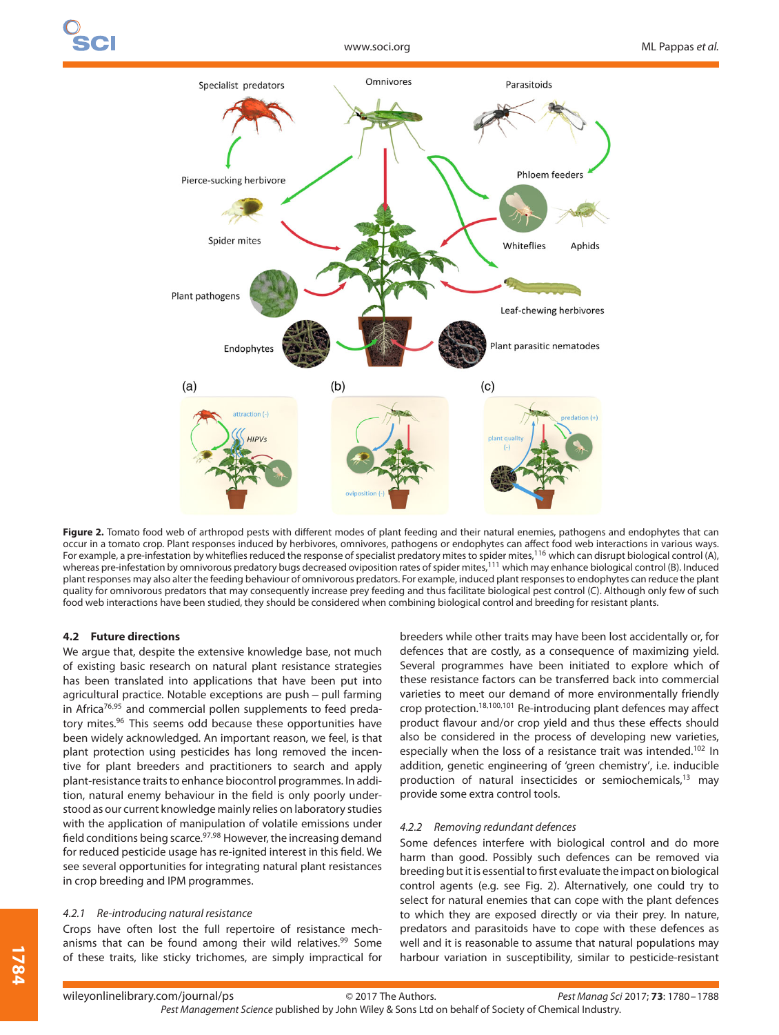**Figure 2.** Tomato food web of arthropod pests with different modes of plant feeding and their natural enemies, pathogens and endophytes that can occur in a tomato crop. Plant responses induced by herbivores, omnivores, pathogens or endophytes can affect food web interactions in various ways. For example, a pre-infestation by whiteflies reduced the response of specialist predatory mites to spider mites,[116] which can disrupt biological control (A), whereas pre-infestation by omnivorous predatory bugs decreased oviposition rates of spider mites,[111] which may enhance biological control (B). Induced plant responses may also alter the feeding behaviour of omnivorous predators. For example, induced plant responses to endophytes can reduce the plant quality for omnivorous predators that may consequently increase prey feeding and thus facilitate biological pest control (C). Although only few of such food web interactions have been studied, they should be considered when combining biological control and breeding for resistant plants.

### 4.2 Future directions

We argue that, despite the extensive knowledge base, not much of existing basic research on natural plant resistance strategies has been translated into applications that have been put into agricultural practice. Notable exceptions are push – pull farming in Africa[76,95] and commercial pollen supplements to feed predatory mites.[96] This seems odd because these opportunities have been widely acknowledged. An important reason, we feel, is that plant protection using pesticides has long removed the incentive for plant breeders and practitioners to search and apply plant-resistance traits to enhance biocontrol programmes. In addition, natural enemy behaviour in the field is only poorly understood as our current knowledge mainly relies on laboratory studies with the application of manipulation of volatile emissions under field conditions being scarce.[97,98] However, the increasing demand for reduced pesticide usage has re-ignited interest in this field. We see several opportunities for integrating natural plant resistances in crop breeding and IPM programmes.

#### 4.2.1 *Re-introducing natural resistance*

Crops have often lost the full repertoire of resistance mechanisms that can be found among their wild relatives.[99] Some of these traits, like sticky trichomes, are simply impractical for breeders while other traits may have been lost accidentally or, for defences that are costly, as a consequence of maximizing yield. Several programmes have been initiated to explore which of these resistance factors can be transferred back into commercial varieties to meet our demand of more environmentally friendly crop protection.[18,100,101] Re-introducing plant defences may affect product flavour and/or crop yield and thus these effects should also be considered in the process of developing new varieties, especially when the loss of a resistance trait was intended.[102] In addition, genetic engineering of 'green chemistry', i.e. inducible production of natural insecticides or semiochemicals,[13] may provide some extra control tools.

#### 4.2.2 *Removing redundant defences*

Some defences interfere with biological control and do more harm than good. Possibly such defences can be removed via breeding but it is essential to first evaluate the impact on biological control agents (e.g. see Fig. 2). Alternatively, one could try to select for natural enemies that can cope with the plant defences to which they are exposed directly or via their prey. In nature, predators and parasitoids have to cope with these defences as well and it is reasonable to assume that natural populations may harbour variation in susceptibility, similar to pesticide-resistant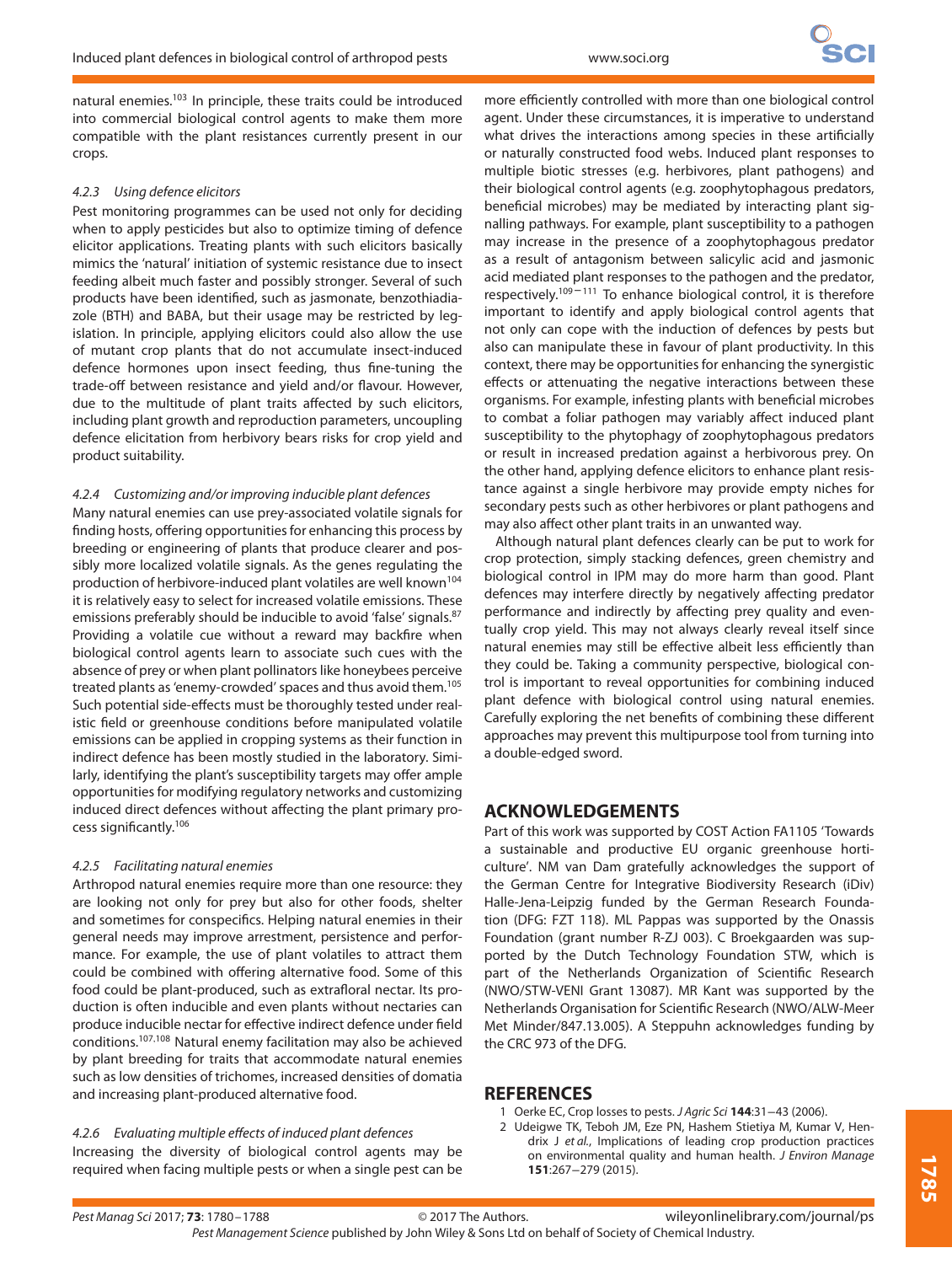natural enemies.[103] In principle, these traits could be introduced into commercial biological control agents to make them more compatible with the plant resistances currently present in our crops.

#### *4.2.3 Using defence elicitors*

Pest monitoring programmes can be used not only for deciding when to apply pesticides but also to optimize timing of defence elicitor applications. Treating plants with such elicitors basically mimics the 'natural' initiation of systemic resistance due to insect feeding albeit much faster and possibly stronger. Several of such products have been identified, such as jasmonate, benzothiadiazole (BTH) and BABA, but their usage may be restricted by legislation. In principle, applying elicitors could also allow the use of mutant crop plants that do not accumulate insect-induced defence hormones upon insect feeding, thus fine-tuning the trade-off between resistance and yield and/or flavour. However, due to the multitude of plant traits affected by such elicitors, including plant growth and reproduction parameters, uncoupling defence elicitation from herbivory bears risks for crop yield and product suitability.

#### *4.2.4 Customizing and/or improving inducible plant defences*

Many natural enemies can use prey-associated volatile signals for finding hosts, offering opportunities for enhancing this process by breeding or engineering of plants that produce clearer and possibly more localized volatile signals. As the genes regulating the production of herbivore-induced plant volatiles are well known[104] it is relatively easy to select for increased volatile emissions. These emissions preferably should be inducible to avoid 'false' signals.[87] Providing a volatile cue without a reward may backfire when biological control agents learn to associate such cues with the absence of prey or when plant pollinators like honeybees perceive treated plants as 'enemy-crowded' spaces and thus avoid them.[105] Such potential side-effects must be thoroughly tested under realistic field or greenhouse conditions before manipulated volatile emissions can be applied in cropping systems as their function in indirect defence has been mostly studied in the laboratory. Similarly, identifying the plant's susceptibility targets may offer ample opportunities for modifying regulatory networks and customizing induced direct defences without affecting the plant primary process significantly.[106]

#### *4.2.5 Facilitating natural enemies*

Arthropod natural enemies require more than one resource: they are looking not only for prey but also for other foods, shelter and sometimes for conspecifics. Helping natural enemies in their general needs may improve arrestment, persistence and performance. For example, the use of plant volatiles to attract them could be combined with offering alternative food. Some of this food could be plant-produced, such as extrafloral nectar. Its production is often inducible and even plants without nectaries can produce inducible nectar for effective indirect defence under field conditions.[107,108] Natural enemy facilitation may also be achieved by plant breeding for traits that accommodate natural enemies such as low densities of trichomes, increased densities of domatia and increasing plant-produced alternative food.

#### *4.2.6 Evaluating multiple effects of induced plant defences*

Increasing the diversity of biological control agents may be required when facing multiple pests or when a single pest can be more efficiently controlled with more than one biological control agent. Under these circumstances, it is imperative to understand what drives the interactions among species in these artificially or naturally constructed food webs. Induced plant responses to multiple biotic stresses (e.g. herbivores, plant pathogens) and their biological control agents (e.g. zoophytophagous predators, beneficial microbes) may be mediated by interacting plant signalling pathways. For example, plant susceptibility to a pathogen may increase in the presence of a zoophytophagous predator as a result of antagonism between salicylic acid and jasmonic acid mediated plant responses to the pathogen and the predator, respectively.[109–111] To enhance biological control, it is therefore important to identify and apply biological control agents that not only can cope with the induction of defences by pests but also can manipulate these in favour of plant productivity. In this context, there may be opportunities for enhancing the synergistic effects or attenuating the negative interactions between these organisms. For example, infesting plants with beneficial microbes to combat a foliar pathogen may variably affect induced plant susceptibility to the phytophagy of zoophytophagous predators or result in increased predation against a herbivorous prey. On the other hand, applying defence elicitors to enhance plant resistance against a single herbivore may provide empty niches for secondary pests such as other herbivores or plant pathogens and may also affect other plant traits in an unwanted way.

Although natural plant defences clearly can be put to work for crop protection, simply stacking defences, green chemistry and biological control in IPM may do more harm than good. Plant defences may interfere directly by negatively affecting predator performance and indirectly by affecting prey quality and eventually crop yield. This may not always clearly reveal itself since natural enemies may still be effective albeit less efficiently than they could be. Taking a community perspective, biological control is important to reveal opportunities for combining induced plant defence with biological control using natural enemies. Carefully exploring the net benefits of combining these different approaches may prevent this multipurpose tool from turning into a double-edged sword.

## ACKNOWLEDGEMENTS

Part of this work was supported by COST Action FA1105 'Towards a sustainable and productive EU organic greenhouse horticulture'. NM van Dam gratefully acknowledges the support of the German Centre for Integrative Biodiversity Research (iDiv) Halle-Jena-Leipzig funded by the German Research Foundation (DFG: FZT 118). ML Pappas was supported by the Onassis Foundation (grant number R-ZJ 003). C Broekgaarden was supported by the Dutch Technology Foundation STW, which is part of the Netherlands Organization of Scientific Research (NWO/STW-VENI Grant 13087). MR Kant was supported by the Netherlands Organisation for Scientific Research (NWO/ALW-Meer Met Minder/847.13.005). A Steppuhn acknowledges funding by the CRC 973 of the DFG.

## REFERENCES

1 Oerke EC, Crop losses to pests. *J Agric Sci* **144**:31–43 (2006).
2 Udeigwe TK, Teboh JM, Eze PN, Hashem Stietiya M, Kumar V, Hendrix J *et al.*, Implications of leading crop production practices on environmental quality and human health. *J Environ Manage* **151**:267–279 (2015).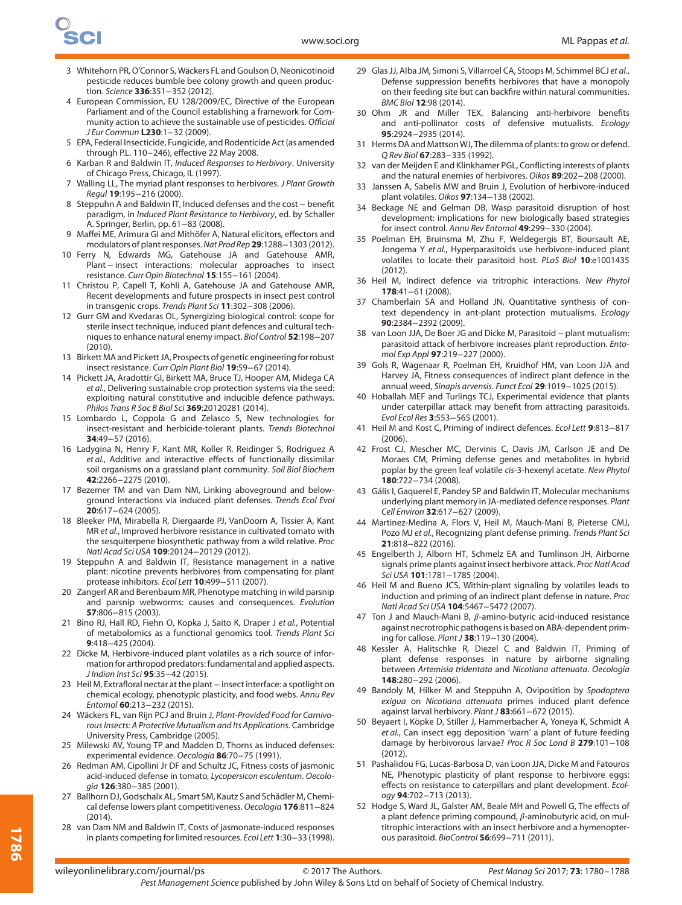3 Whitehorn PR, O'Connor S, Wäckers FL and Goulson D, Neonicotinoid pesticide reduces bumble bee colony growth and queen production. *Science* **336**:351–352 (2012).

4 European Commission, EU 128/2009/EC, Directive of the European Parliament and of the Council establishing a framework for Community action to achieve the sustainable use of pesticides. *Official J Eur Commun* **L230**:1–32 (2009).

5 EPA, Federal Insecticide, Fungicide, and Rodenticide Act (as amended through P.L. 110–246), effective 22 May 2008.

6 Karban R and Baldwin IT, *Induced Responses to Herbivory*. University of Chicago Press, Chicago, IL (1997).

7 Walling LL, The myriad plant responses to herbivores. *J Plant Growth Regul* **19**:195–216 (2000).

8 Steppuhn A and Baldwin IT, Induced defenses and the cost – benefit paradigm, in *Induced Plant Resistance to Herbivory*, ed. by Schaller A. Springer, Berlin, pp. 61–83 (2008).

9 Maffei ME, Arimura GI and Mithöfer A, Natural elicitors, effectors and modulators of plant responses. *Nat Prod Rep* **29**:1288–1303 (2012).

10 Ferry N, Edwards MG, Gatehouse JA and Gatehouse AMR, Plant – insect interactions: molecular approaches to insect resistance. *Curr Opin Biotechnol* **15**:155–161 (2004).

11 Christou P, Capell T, Kohli A, Gatehouse JA and Gatehouse AMR, Recent developments and future prospects in insect pest control in transgenic crops. *Trends Plant Sci* **11**:302–308 (2006).

12 Gurr GM and Kvedaras OL, Synergizing biological control: scope for sterile insect technique, induced plant defences and cultural techniques to enhance natural enemy impact. *Biol Control* **52**:198–207 (2010).

13 Birkett MA and Pickett JA, Prospects of genetic engineering for robust insect resistance. *Curr Opin Plant Biol* **19**:59–67 (2014).

14 Pickett JA, Aradottír GI, Birkett MA, Bruce TJ, Hooper AM, Midega CA *et al.*, Delivering sustainable crop protection systems via the seed: exploiting natural constitutive and inducible defence pathways. *Philos Trans R Soc B Biol Sci* **369**:20120281 (2014).

15 Lombardo L, Coppola G and Zelasco S, New technologies for insect-resistant and herbicide-tolerant plants. *Trends Biotechnol* **34**:49–57 (2016).

16 Ladygina N, Henry F, Kant MR, Koller R, Reidinger S, Rodriguez A *et al.*, Additive and interactive effects of functionally dissimilar soil organisms on a grassland plant community. *Soil Biol Biochem* **42**:2266–2275 (2010).

17 Bezemer TM and van Dam NM, Linking aboveground and belowground interactions via induced plant defenses. *Trends Ecol Evol* **20**:617–624 (2005).

18 Bleeker PM, Mirabella R, Diergaarde PJ, VanDoorn A, Tissier A, Kant MR *et al.*, Improved herbivore resistance in cultivated tomato with the sesquiterpene biosynthetic pathway from a wild relative. *Proc Natl Acad Sci USA* **109**:20124–20129 (2012).

19 Steppuhn A and Baldwin IT, Resistance management in a native plant: nicotine prevents herbivores from compensating for plant protease inhibitors. *Ecol Lett* **10**:499–511 (2007).

20 Zangerl AR and Berenbaum MR, Phenotype matching in wild parsnip and parsnip webworms: causes and consequences. *Evolution* **57**:806–815 (2003).

21 Bino RJ, Hall RD, Fiehn O, Kopka J, Saito K, Draper J *et al.*, Potential of metabolomics as a functional genomics tool. *Trends Plant Sci* **9**:418–425 (2004).

22 Dicke M, Herbivore-induced plant volatiles as a rich source of information for arthropod predators: fundamental and applied aspects. *J Indian Inst Sci* **95**:35–42 (2015).

23 Heil M, Extrafloral nectar at the plant – insect interface: a spotlight on chemical ecology, phenotypic plasticity, and food webs. *Annu Rev Entomol* **60**:213–232 (2015).

24 Wäckers FL, van Rijn PCJ and Bruin J, *Plant-Provided Food for Carnivorous Insects: A Protective Mutualism and Its Applications*. Cambridge University Press, Cambridge (2005).

25 Milewski AV, Young TP and Madden D, Thorns as induced defenses: experimental evidence. *Oecologia* **86**:70–75 (1991).

26 Redman AM, Cipollini Jr DF and Schultz JC, Fitness costs of jasmonic acid-induced defense in tomato, *Lycopersicon esculentum*. *Oecologia* **126**:380–385 (2001).

27 Ballhorn DJ, Godschalx AL, Smart SM, Kautz S and Schädler M, Chemical defense lowers plant competitiveness. *Oecologia* **176**:811–824 (2014).

28 van Dam NM and Baldwin IT, Costs of jasmonate-induced responses in plants competing for limited resources. *Ecol Lett* **1**:30–33 (1998).

29 Glas JJ, Alba JM, Simoni S, Villarroel CA, Stoops M, Schimmel BCJ *et al.*, Defense suppression benefits herbivores that have a monopoly on their feeding site but can backfire within natural communities. *BMC Biol* **12**:98 (2014).

30 Ohm JR and Miller TEX, Balancing anti-herbivore benefits and anti-pollinator costs of defensive mutualists. *Ecology* **95**:2924–2935 (2014).

31 Herms DA and Mattson WJ, The dilemma of plants: to grow or defend. *Q Rev Biol* **67**:283–335 (1992).

32 van der Meijden E and Klinkhamer PGL, Conflicting interests of plants and the natural enemies of herbivores. *Oikos* **89**:202–208 (2000).

33 Janssen A, Sabelis MW and Bruin J, Evolution of herbivore-induced plant volatiles. *Oikos* **97**:134–138 (2002).

34 Beckage NE and Gelman DB, Wasp parasitoid disruption of host development: implications for new biologically based strategies for insect control. *Annu Rev Entomol* **49**:299–330 (2004).

35 Poelman EH, Bruinsma M, Zhu F, Weldegergis BT, Boursault AE, Jongema Y *et al.*, Hyperparasitoids use herbivore-induced plant volatiles to locate their parasitoid host. *PLoS Biol* **10**:e1001435 (2012).

36 Heil M, Indirect defence via tritrophic interactions. *New Phytol* **178**:41–61 (2008).

37 Chamberlain SA and Holland JN, Quantitative synthesis of context dependency in ant-plant protection mutualisms. *Ecology* **90**:2384–2392 (2009).

38 van Loon JJA, De Boer JG and Dicke M, Parasitoid – plant mutualism: parasitoid attack of herbivore increases plant reproduction. *Entomol Exp Appl* **97**:219–227 (2000).

39 Gols R, Wagenaar R, Poelman EH, Kruidhof HM, van Loon JJA and Harvey JA, Fitness consequences of indirect plant defence in the annual weed, *Sinapis arvensis*. *Funct Ecol* **29**:1019–1025 (2015).

40 Hoballah MEF and Turlings TCJ, Experimental evidence that plants under caterpillar attack may benefit from attracting parasitoids. *Evol Ecol Res* **3**:553–565 (2001).

41 Heil M and Kost C, Priming of indirect defences. *Ecol Lett* **9**:813–817 (2006).

42 Frost CJ, Mescher MC, Dervinis C, Davis JM, Carlson JE and De Moraes CM, Priming defense genes and metabolites in hybrid poplar by the green leaf volatile *cis*-3-hexenyl acetate. *New Phytol* **180**:722–734 (2008).

43 Gális I, Gaquerel E, Pandey SP and Baldwin IT, Molecular mechanisms underlying plant memory in JA-mediated defence responses. *Plant Cell Environ* **32**:617–627 (2009).

44 Martinez-Medina A, Flors V, Heil M, Mauch-Mani B, Pieterse CMJ, Pozo MJ *et al.*, Recognizing plant defense priming. *Trends Plant Sci* **21**:818–822 (2016).

45 Engelberth J, Alborn HT, Schmelz EA and Tumlinson JH, Airborne signals prime plants against insect herbivore attack. *Proc Natl Acad Sci USA* **101**:1781–1785 (2004).

46 Heil M and Bueno JCS, Within-plant signaling by volatiles leads to induction and priming of an indirect plant defense in nature. *Proc Natl Acad Sci USA* **104**:5467–5472 (2007).

47 Ton J and Mauch-Mani B, $\beta$-amino-butyric acid-induced resistance against necrotrophic pathogens is based on ABA-dependent priming for callose. *Plant J* **38**:119–130 (2004).

48 Kessler A, Halitschke R, Diezel C and Baldwin IT, Priming of plant defense responses in nature by airborne signaling between *Artemisia tridentata* and *Nicotiana attenuata*. *Oecologia* **148**:280–292 (2006).

49 Bandoly M, Hilker M and Steppuhn A, Oviposition by *Spodoptera exigua* on *Nicotiana attenuata* primes induced plant defence against larval herbivory. *Plant J* **83**:661–672 (2015).

50 Beyaert I, Köpke D, Stiller J, Hammerbacher A, Yoneya K, Schmidt A *et al.*, Can insect egg deposition 'warn' a plant of future feeding damage by herbivorous larvae? *Proc R Soc Lond B* **279**:101–108 (2012).

51 Pashalidou FG, Lucas-Barbosa D, van Loon JJA, Dicke M and Fatouros NE, Phenotypic plasticity of plant response to herbivore eggs: effects on resistance to caterpillars and plant development. *Ecology* **94**:702–713 (2013).

52 Hodge S, Ward JL, Galster AM, Beale MH and Powell G, The effects of a plant defence priming compound, $\beta$-aminobutyric acid, on multitrophic interactions with an insect herbivore and a hymenopterous parasitoid. *BioControl* **56**:699–711 (2011).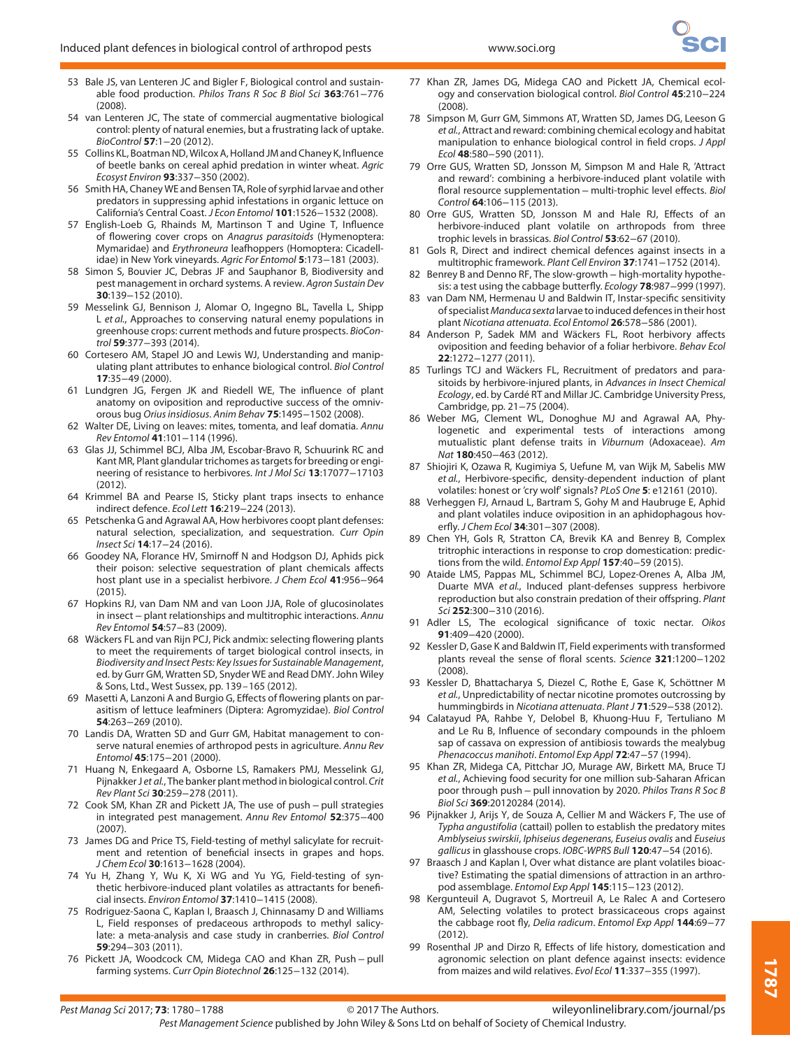53 Bale JS, van Lenteren JC and Bigler F, Biological control and sustainable food production. *Philos Trans R Soc B Biol Sci* **363**:761–776 (2008).

54 van Lenteren JC, The state of commercial augmentative biological control: plenty of natural enemies, but a frustrating lack of uptake. *BioControl* **57**:1–20 (2012).

55 Collins KL, Boatman ND, Wilcox A, Holland JM and Chaney K, Influence of beetle banks on cereal aphid predation in winter wheat. *Agric Ecosyst Environ* **93**:337–350 (2002).

56 Smith HA, Chaney WE and Bensen TA, Role of syrphid larvae and other predators in suppressing aphid infestations in organic lettuce on California's Central Coast. *J Econ Entomol* **101**:1526–1532 (2008).

57 English-Loeb G, Rhainds M, Martinson T and Ugine T, Influence of flowering cover crops on *Anagrus parasitoids* (Hymenoptera: Mymaridae) and *Erythroneura* leafhoppers (Homoptera: Cicadellidae) in New York vineyards. *Agric For Entomol* **5**:173–181 (2003).

58 Simon S, Bouvier JC, Debras JF and Sauphanor B, Biodiversity and pest management in orchard systems. A review. *Agron Sustain Dev* **30**:139–152 (2010).

59 Messelink GJ, Bennison J, Alomar O, Ingegno BL, Tavella L, Shipp L *et al.*, Approaches to conserving natural enemy populations in greenhouse crops: current methods and future prospects. *BioControl* **59**:377–393 (2014).

60 Cortesero AM, Stapel JO and Lewis WJ, Understanding and manipulating plant attributes to enhance biological control. *Biol Control* **17**:35–49 (2000).

61 Lundgren JG, Fergen JK and Riedell WE, The influence of plant anatomy on oviposition and reproductive success of the omnivorous bug *Orius insidiosus*. *Anim Behav* **75**:1495–1502 (2008).

62 Walter DE, Living on leaves: mites, tomenta, and leaf domatia. *Annu Rev Entomol* **41**:101–114 (1996).

63 Glas JJ, Schimmel BCJ, Alba JM, Escobar-Bravo R, Schuurink RC and Kant MR, Plant glandular trichomes as targets for breeding or engineering of resistance to herbivores. *Int J Mol Sci* **13**:17077–17103 (2012).

64 Krimmel BA and Pearse IS, Sticky plant traps insects to enhance indirect defence. *Ecol Lett* **16**:219–224 (2013).

65 Petschenka G and Agrawal AA, How herbivores coopt plant defenses: natural selection, specialization, and sequestration. *Curr Opin Insect Sci* **14**:17–24 (2016).

66 Goodey NA, Florance HV, Smirnoff N and Hodgson DJ, Aphids pick their poison: selective sequestration of plant chemicals affects host plant use in a specialist herbivore. *J Chem Ecol* **41**:956–964 (2015).

67 Hopkins RJ, van Dam NM and van Loon JJA, Role of glucosinolates in insect – plant relationships and multitrophic interactions. *Annu Rev Entomol* **54**:57–83 (2009).

68 Wäckers FL and van Rijn PCJ, Pick andmix: selecting flowering plants to meet the requirements of target biological control insects, in *Biodiversity and Insect Pests: Key Issues for Sustainable Management*, ed. by Gurr GM, Wratten SD, Snyder WE and Read DMY. John Wiley & Sons, Ltd., West Sussex, pp. 139–165 (2012).

69 Masetti A, Lanzoni A and Burgio G, Effects of flowering plants on parasitism of lettuce leafminers (Diptera: Agromyzidae). *Biol Control* **54**:263–269 (2010).

70 Landis DA, Wratten SD and Gurr GM, Habitat management to conserve natural enemies of arthropod pests in agriculture. *Annu Rev Entomol* **45**:175–201 (2000).

71 Huang N, Enkegaard A, Osborne LS, Ramakers PMJ, Messelink GJ, Pijnakker J *et al.*, The banker plant method in biological control. *Crit Rev Plant Sci* **30**:259–278 (2011).

72 Cook SM, Khan ZR and Pickett JA, The use of push – pull strategies in integrated pest management. *Annu Rev Entomol* **52**:375–400 (2007).

73 James DG and Price TS, Field-testing of methyl salicylate for recruitment and retention of beneficial insects in grapes and hops. *J Chem Ecol* **30**:1613–1628 (2004).

74 Yu H, Zhang Y, Wu K, Xi WG and Yu YG, Field-testing of synthetic herbivore-induced plant volatiles as attractants for beneficial insects. *Environ Entomol* **37**:1410–1415 (2008).

75 Rodriguez-Saona C, Kaplan I, Braasch J, Chinnasamy D and Williams L, Field responses of predaceous arthropods to methyl salicylate: a meta-analysis and case study in cranberries. *Biol Control* **59**:294–303 (2011).

76 Pickett JA, Woodcock CM, Midega CAO and Khan ZR, Push – pull farming systems. *Curr Opin Biotechnol* **26**:125–132 (2014).

77 Khan ZR, James DG, Midega CAO and Pickett JA, Chemical ecology and conservation biological control. *Biol Control* **45**:210–224 (2008).

78 Simpson M, Gurr GM, Simmons AT, Wratten SD, James DG, Leeson G *et al.*, Attract and reward: combining chemical ecology and habitat manipulation to enhance biological control in field crops. *J Appl Ecol* **48**:580–590 (2011).

79 Orre GUS, Wratten SD, Jonsson M, Simpson M and Hale R, 'Attract and reward': combining a herbivore-induced plant volatile with floral resource supplementation – multi-trophic level effects. *Biol Control* **64**:106–115 (2013).

80 Orre GUS, Wratten SD, Jonsson M and Hale RJ, Effects of an herbivore-induced plant volatile on arthropods from three trophic levels in brassicas. *Biol Control* **53**:62–67 (2010).

81 Gols R, Direct and indirect chemical defences against insects in a multitrophic framework. *Plant Cell Environ* **37**:1741–1752 (2014).

82 Benrey B and Denno RF, The slow-growth – high-mortality hypothesis: a test using the cabbage butterfly. *Ecology* **78**:987–999 (1997).

83 van Dam NM, Hermenau U and Baldwin IT, Instar-specific sensitivity of specialist *Manduca sexta* larvae to induced defences in their host plant *Nicotiana attenuata*. *Ecol Entomol* **26**:578–586 (2001).

84 Anderson P, Sadek MM and Wäckers FL, Root herbivory affects oviposition and feeding behavior of a foliar herbivore. *Behav Ecol* **22**:1272–1277 (2011).

85 Turlings TCJ and Wäckers FL, Recruitment of predators and parasitoids by herbivore-injured plants, in *Advances in Insect Chemical Ecology*, ed. by Cardé RT and Millar JC. Cambridge University Press, Cambridge, pp. 21–75 (2004).

86 Weber MG, Clement WL, Donoghue MJ and Agrawal AA, Phylogenetic and experimental tests of interactions among mutualistic plant defense traits in *Viburnum* (Adoxaceae). *Am Nat* **180**:450–463 (2012).

87 Shiojiri K, Ozawa R, Kugimiya S, Uefune M, van Wijk M, Sabelis MW *et al.*, Herbivore-specific, density-dependent induction of plant volatiles: honest or 'cry wolf' signals? *PLoS One* **5**: e12161 (2010).

88 Verheggen FJ, Arnaud L, Bartram S, Gohy M and Haubruge E, Aphid and plant volatiles induce oviposition in an aphidophagous hoverfly. *J Chem Ecol* **34**:301–307 (2008).

89 Chen YH, Gols R, Stratton CA, Brevik KA and Benrey B, Complex tritrophic interactions in response to crop domestication: predictions from the wild. *Entomol Exp Appl* **157**:40–59 (2015).

90 Ataide LMS, Pappas ML, Schimmel BCJ, Lopez-Orenes A, Alba JM, Duarte MVA *et al.*, Induced plant-defenses suppress herbivore reproduction but also constrain predation of their offspring. *Plant Sci* **252**:300–310 (2016).

91 Adler LS, The ecological significance of toxic nectar. *Oikos* **91**:409–420 (2000).

92 Kessler D, Gase K and Baldwin IT, Field experiments with transformed plants reveal the sense of floral scents. *Science* **321**:1200–1202 (2008).

93 Kessler D, Bhattacharya S, Diezel C, Rothe E, Gase K, Schöttner M *et al.*, Unpredictability of nectar nicotine promotes outcrossing by hummingbirds in *Nicotiana attenuata*. *Plant J* **71**:529–538 (2012).

94 Calatayud PA, Rahbe Y, Delobel B, Khuong-Huu F, Tertuliano M and Le Ru B, Influence of secondary compounds in the phloem sap of cassava on expression of antibiosis towards the mealybug *Phenacoccus manihoti*. *Entomol Exp Appl* **72**:47–57 (1994).

95 Khan ZR, Midega CA, Pittchar JO, Murage AW, Birkett MA, Bruce TJ *et al.*, Achieving food security for one million sub-Saharan African poor through push – pull innovation by 2020. *Philos Trans R Soc B Biol Sci* **369**:20120284 (2014).

96 Pijnakker J, Arijs Y, de Souza A, Cellier M and Wäckers F, The use of *Typha angustifolia* (cattail) pollen to establish the predatory mites *Amblyseius swirskii*, *Iphiseius degenerans*, *Euseius ovalis* and *Euseius gallicus* in glasshouse crops. *IOBC-WPRS Bull* **120**:47–54 (2016).

97 Braasch J and Kaplan I, Over what distance are plant volatiles bioactive? Estimating the spatial dimensions of attraction in an arthropod assemblage. *Entomol Exp Appl* **145**:115–123 (2012).

98 Kergunteuil A, Dugravot S, Mortreuil A, Le Ralec A and Cortesero AM, Selecting volatiles to protect brassicaceous crops against the cabbage root fly, *Delia radicum*. *Entomol Exp Appl* **144**:69–77 (2012).

99 Rosenthal JP and Dirzo R, Effects of life history, domestication and agronomic selection on plant defence against insects: evidence from maizes and wild relatives. *Evol Ecol* **11**:337–355 (1997).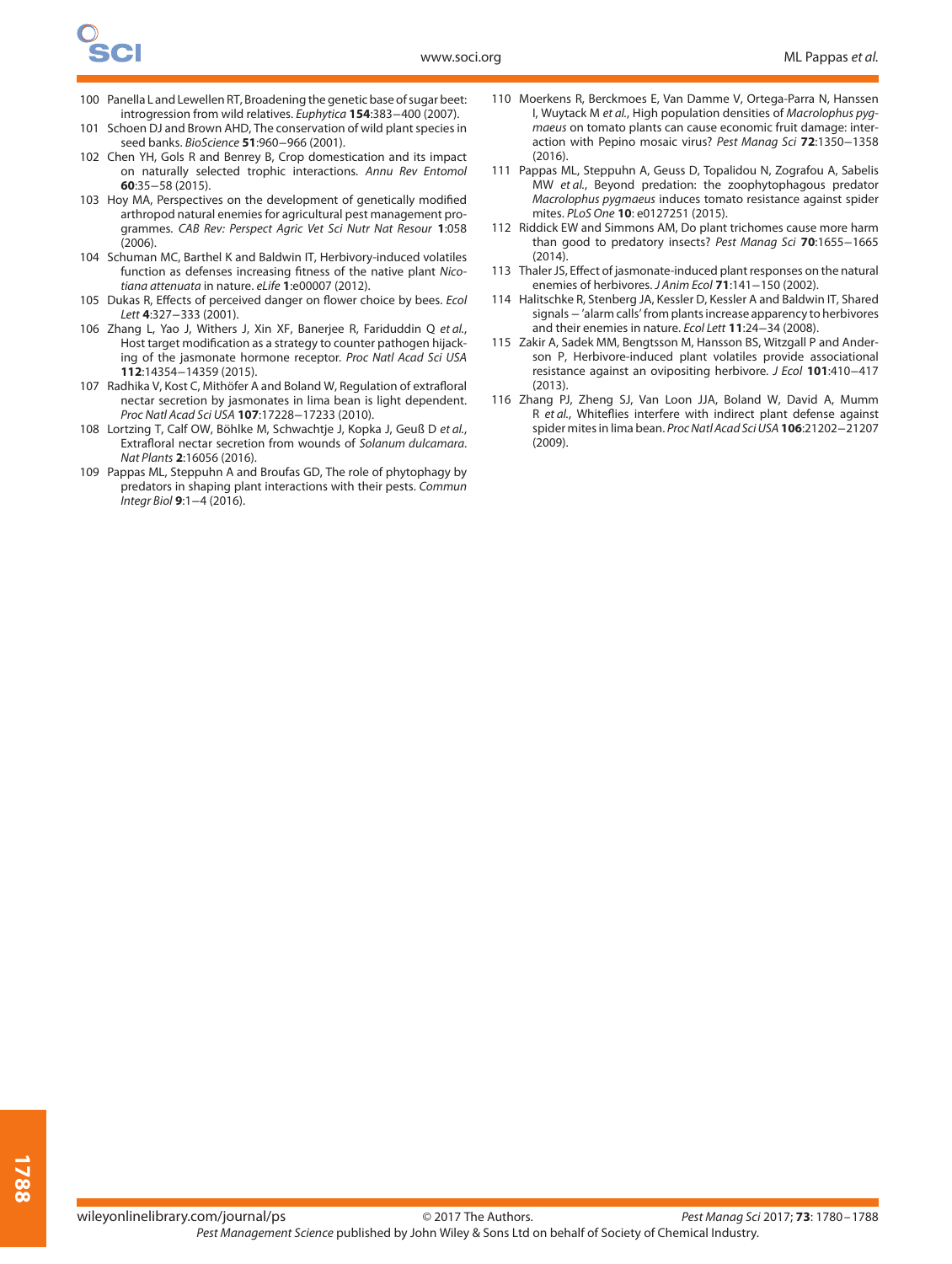100 Panella L and Lewellen RT, Broadening the genetic base of sugar beet: introgression from wild relatives. *Euphytica* **154**:383–400 (2007).

101 Schoen DJ and Brown AHD, The conservation of wild plant species in seed banks. *BioScience* **51**:960–966 (2001).

102 Chen YH, Gols R and Benrey B, Crop domestication and its impact on naturally selected trophic interactions. *Annu Rev Entomol* **60**:35–58 (2015).

103 Hoy MA, Perspectives on the development of genetically modified arthropod natural enemies for agricultural pest management programmes. *CAB Rev: Perspect Agric Vet Sci Nutr Nat Resour* **1**:058 (2006).

104 Schuman MC, Barthel K and Baldwin IT, Herbivory-induced volatiles function as defenses increasing fitness of the native plant *Nicotiana attenuata* in nature. *eLife* **1**:e00007 (2012).

105 Dukas R, Effects of perceived danger on flower choice by bees. *Ecol Lett* **4**:327–333 (2001).

106 Zhang L, Yao J, Withers J, Xin XF, Banerjee R, Fariduddin Q *et al.*, Host target modification as a strategy to counter pathogen hijacking of the jasmonate hormone receptor. *Proc Natl Acad Sci USA* **112**:14354–14359 (2015).

107 Radhika V, Kost C, Mithöfer A and Boland W, Regulation of extrafloral nectar secretion by jasmonates in lima bean is light dependent. *Proc Natl Acad Sci USA* **107**:17228–17233 (2010).

108 Lortzing T, Calf OW, Böhlke M, Schwachtje J, Kopka J, Geuß D *et al.*, Extrafloral nectar secretion from wounds of *Solanum dulcamara*. *Nat Plants* **2**:16056 (2016).

109 Pappas ML, Steppuhn A and Broufas GD, The role of phytophagy by predators in shaping plant interactions with their pests. *Commun Integr Biol* **9**:1–4 (2016).

110 Moerkens R, Berckmoes E, Van Damme V, Ortega-Parra N, Hanssen I, Wuytack M *et al.*, High population densities of *Macrolophus pygmaeus* on tomato plants can cause economic fruit damage: interaction with Pepino mosaic virus? *Pest Manag Sci* **72**:1350–1358 (2016).

111 Pappas ML, Steppuhn A, Geuss D, Topalidou N, Zografou A, Sabelis MW *et al.*, Beyond predation: the zoophytophagous predator *Macrolophus pygmaeus* induces tomato resistance against spider mites. *PLoS One* **10**: e0127251 (2015).

112 Riddick EW and Simmons AM, Do plant trichomes cause more harm than good to predatory insects? *Pest Manag Sci* **70**:1655–1665 (2014).

113 Thaler JS, Effect of jasmonate-induced plant responses on the natural enemies of herbivores. *J Anim Ecol* **71**:141–150 (2002).

114 Halitschke R, Stenberg JA, Kessler D, Kessler A and Baldwin IT, Shared signals – 'alarm calls' from plants increase apparency to herbivores and their enemies in nature. *Ecol Lett* **11**:24–34 (2008).

115 Zakir A, Sadek MM, Bengtsson M, Hansson BS, Witzgall P and Anderson P, Herbivore-induced plant volatiles provide associational resistance against an ovipositing herbivore. *J Ecol* **101**:410–417 (2013).

116 Zhang PJ, Zheng SJ, Van Loon JJA, Boland W, David A, Mumm R *et al.*, Whiteflies interfere with indirect plant defense against spider mites in lima bean. *Proc Natl Acad Sci USA* **106**:21202–21207 (2009).